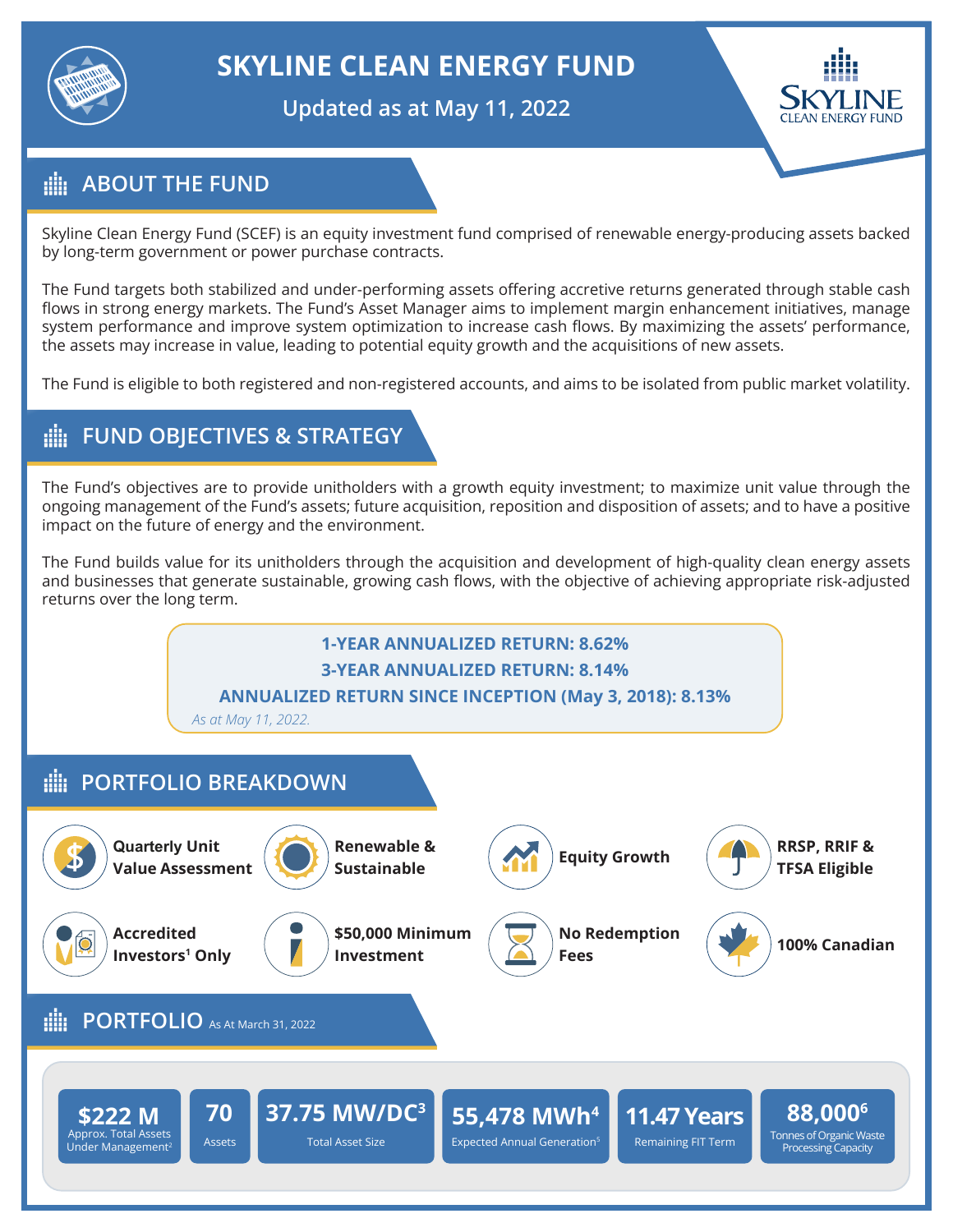# SKYLINE CLEAN ENERGY FUND

Updated as at May 11, 2022

SKYLINE CLEAN ENERGY FUND

## ABOUT THE FUND

Skyline Clean Energy Fund (SCEF) is an equity investment fund comprised of renewable energy-producing assets backed by long-term government or power purchase contracts.

The Fund targets both stabilized and under-performing assets offering accretive returns generated through stable cash flows in strong energy markets. The Fund's Asset Manager aims to implement margin enhancement initiatives, manage system performance and improve system optimization to increase cash flows. By maximizing the assets' performance, the assets may increase in value, leading to potential equity growth and the acquisitions of new assets.

The Fund is eligible to both registered and non-registered accounts, and aims to be isolated from public market volatility.

## FUND OBJECTIVES & STRATEGY

The Fund's objectives are to provide unitholders with a growth equity investment; to maximize unit value through the ongoing management of the Fund's assets; future acquisition, reposition and disposition of assets; and to have a positive impact on the future of energy and the environment.

The Fund builds value for its unitholders through the acquisition and development of high-quality clean energy assets and businesses that generate sustainable, growing cash flows, with the objective of achieving appropriate risk-adjusted returns over the long term.

**1-YEAR ANNUALIZED RETURN: 8.62%**
**3-YEAR ANNUALIZED RETURN: 8.14%**
**ANNUALIZED RETURN SINCE INCEPTION (May 3, 2018): 8.13%**
*As at May 11, 2022.*

## PORTFOLIO BREAKDOWN

- **Quarterly Unit Value Assessment**
- **Renewable & Sustainable**
- **Equity Growth**
- **RRSP, RRIF & TFSA Eligible**
- **Accredited Investors[1] Only**
- **$50,000 Minimum Investment**
- **No Redemption Fees**
- **100% Canadian**

## PORTFOLIO As At March 31, 2022

- **$222 M** Approx. Total Assets Under Management[2]
- **70** Assets
- **37.75 MW/DC[3]** Total Asset Size
- **55,478 MWh[4]** Expected Annual Generation[5]
- **11.47 Years** Remaining FIT Term
- **88,000[6]** Tonnes of Organic Waste Processing Capacity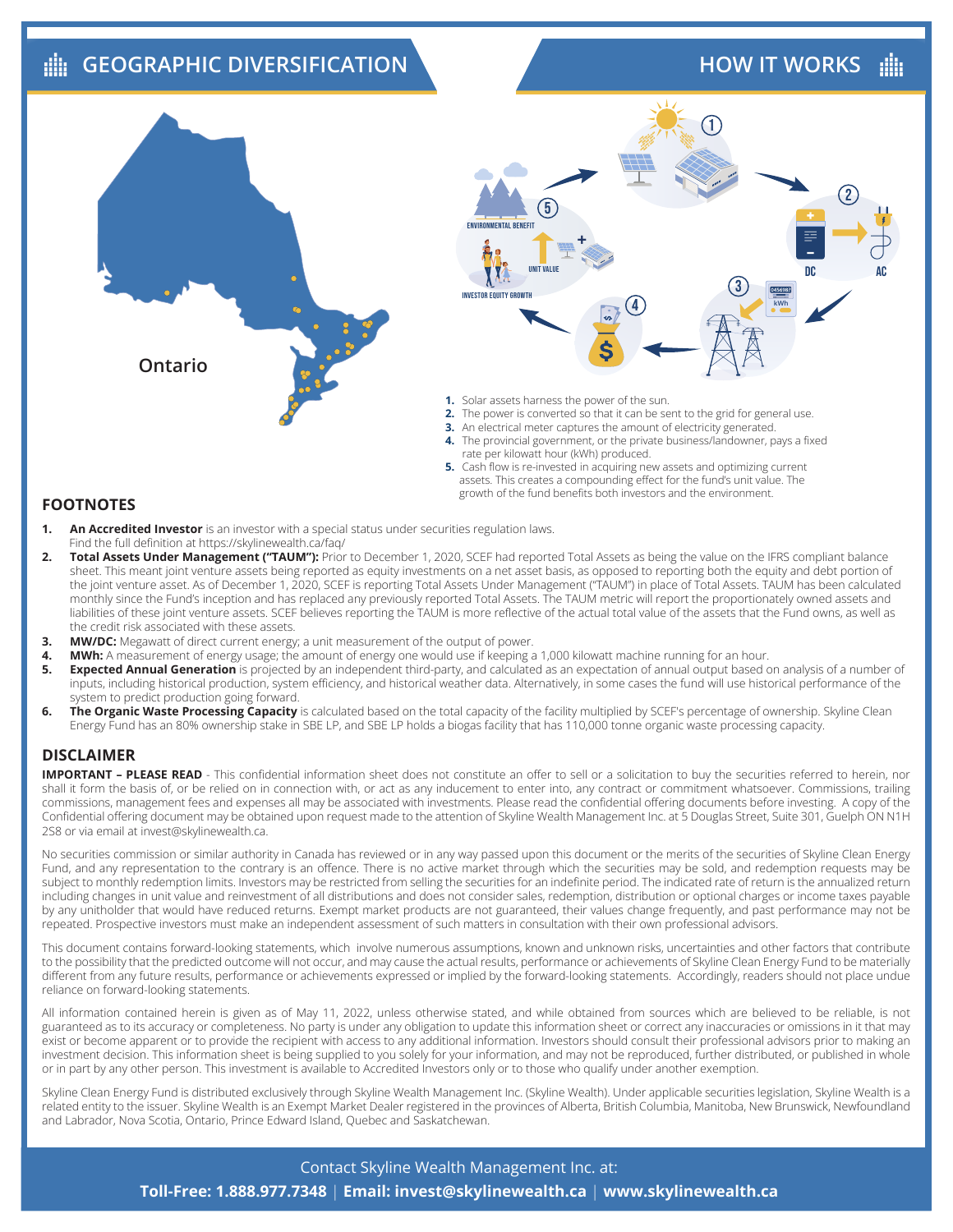## GEOGRAPHIC DIVERSIFICATION

Ontario

## HOW IT WORKS

ENVIRONMENTAL BENEFIT

UNIT VALUE

INVESTOR EQUITY GROWTH

DC

AC

kWh

1. Solar assets harness the power of the sun.
2. The power is converted so that it can be sent to the grid for general use.
3. An electrical meter captures the amount of electricity generated.
4. The provincial government, or the private business/landowner, pays a fixed rate per kilowatt hour (kWh) produced.
5. Cash flow is re-invested in acquiring new assets and optimizing current assets. This creates a compounding effect for the fund's unit value. The growth of the fund benefits both investors and the environment.

## FOOTNOTES

1. **An Accredited Investor** is an investor with a special status under securities regulation laws. Find the full definition at https://skylinewealth.ca/faq/
2. **Total Assets Under Management ("TAUM"):** Prior to December 1, 2020, SCEF had reported Total Assets as being the value on the IFRS compliant balance sheet. This meant joint venture assets being reported as equity investments on a net asset basis, as opposed to reporting both the equity and debt portion of the joint venture asset. As of December 1, 2020, SCEF is reporting Total Assets Under Management ("TAUM") in place of Total Assets. TAUM has been calculated monthly since the Fund's inception and has replaced any previously reported Total Assets. The TAUM metric will report the proportionately owned assets and liabilities of these joint venture assets. SCEF believes reporting the TAUM is more reflective of the actual total value of the assets that the Fund owns, as well as the credit risk associated with these assets.
3. **MW/DC:** Megawatt of direct current energy; a unit measurement of the output of power.
4. **MWh:** A measurement of energy usage; the amount of energy one would use if keeping a 1,000 kilowatt machine running for an hour.
5. **Expected Annual Generation** is projected by an independent third-party, and calculated as an expectation of annual output based on analysis of a number of inputs, including historical production, system efficiency, and historical weather data. Alternatively, in some cases the fund will use historical performance of the system to predict production going forward.
6. **The Organic Waste Processing Capacity** is calculated based on the total capacity of the facility multiplied by SCEF's percentage of ownership. Skyline Clean Energy Fund has an 80% ownership stake in SBE LP, and SBE LP holds a biogas facility that has 110,000 tonne organic waste processing capacity.

## DISCLAIMER

**IMPORTANT – PLEASE READ** - This confidential information sheet does not constitute an offer to sell or a solicitation to buy the securities referred to herein, nor shall it form the basis of, or be relied on in connection with, or act as any inducement to enter into, any contract or commitment whatsoever. Commissions, trailing commissions, management fees and expenses all may be associated with investments. Please read the confidential offering documents before investing. A copy of the Confidential offering document may be obtained upon request made to the attention of Skyline Wealth Management Inc. at 5 Douglas Street, Suite 301, Guelph ON N1H 2S8 or via email at invest@skylinewealth.ca.

No securities commission or similar authority in Canada has reviewed or in any way passed upon this document or the merits of the securities of Skyline Clean Energy Fund, and any representation to the contrary is an offence. There is no active market through which the securities may be sold, and redemption requests may be subject to monthly redemption limits. Investors may be restricted from selling the securities for an indefinite period. The indicated rate of return is the annualized return including changes in unit value and reinvestment of all distributions and does not consider sales, redemption, distribution or optional charges or income taxes payable by any unitholder that would have reduced returns. Exempt market products are not guaranteed, their values change frequently, and past performance may not be repeated. Prospective investors must make an independent assessment of such matters in consultation with their own professional advisors.

This document contains forward-looking statements, which involve numerous assumptions, known and unknown risks, uncertainties and other factors that contribute to the possibility that the predicted outcome will not occur, and may cause the actual results, performance or achievements of Skyline Clean Energy Fund to be materially different from any future results, performance or achievements expressed or implied by the forward-looking statements. Accordingly, readers should not place undue reliance on forward-looking statements.

All information contained herein is given as of May 11, 2022, unless otherwise stated, and while obtained from sources which are believed to be reliable, is not guaranteed as to its accuracy or completeness. No party is under any obligation to update this information sheet or correct any inaccuracies or omissions in it that may exist or become apparent or to provide the recipient with access to any additional information. Investors should consult their professional advisors prior to making an investment decision. This information sheet is being supplied to you solely for your information, and may not be reproduced, further distributed, or published in whole or in part by any other person. This investment is available to Accredited Investors only or to those who qualify under another exemption.

Skyline Clean Energy Fund is distributed exclusively through Skyline Wealth Management Inc. (Skyline Wealth). Under applicable securities legislation, Skyline Wealth is a related entity to the issuer. Skyline Wealth is an Exempt Market Dealer registered in the provinces of Alberta, British Columbia, Manitoba, New Brunswick, Newfoundland and Labrador, Nova Scotia, Ontario, Prince Edward Island, Quebec and Saskatchewan.

Contact Skyline Wealth Management Inc. at:

**Toll-Free: 1.888.977.7348** | **Email: invest@skylinewealth.ca** | **www.skylinewealth.ca**